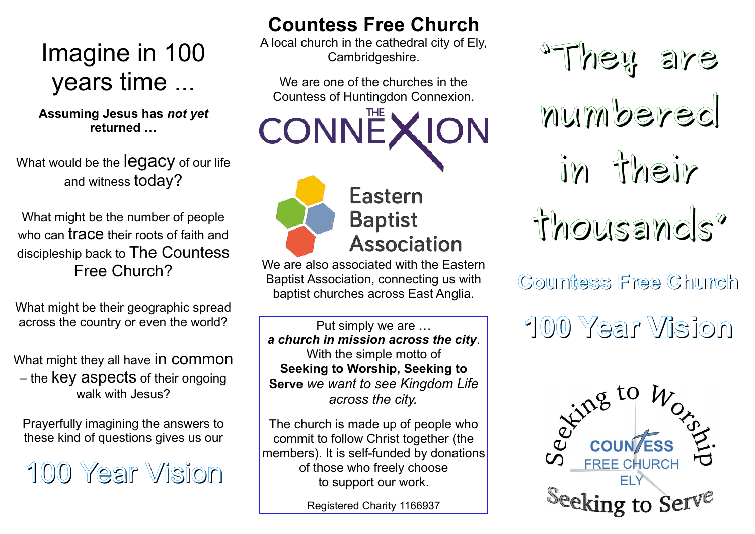# Imagine in 100 years time ...

**Assuming Jesus has *not yet* returned …**

What would be the legacy of our life and witness today?

What might be the number of people who can trace their roots of faith and discipleship back to The Countess Free Church?

What might be their geographic spread across the country or even the world?

What might they all have in common – the key aspects of their ongoing walk with Jesus?

Prayerfully imagining the answers to these kind of questions gives us our

## 100 Year Vision

# Countess Free Church

A local church in the cathedral city of Ely, Cambridgeshire.

We are one of the churches in the Countess of Huntingdon Connexion.

THE CONNEXION

Eastern Baptist Association

We are also associated with the Eastern Baptist Association, connecting us with baptist churches across East Anglia.

Put simply we are …
***a church in mission across the city***.
With the simple motto of
**Seeking to Worship, Seeking to Serve** *we want to see Kingdom Life across the city.*

The church is made up of people who commit to follow Christ together (the members). It is self-funded by donations of those who freely choose to support our work.

Registered Charity 1166937

# "They are numbered in their thousands"

## Countess Free Church

## 100 Year Vision

Seeking to Worship

COUNTESS FREE CHURCH ELY

Seeking to Serve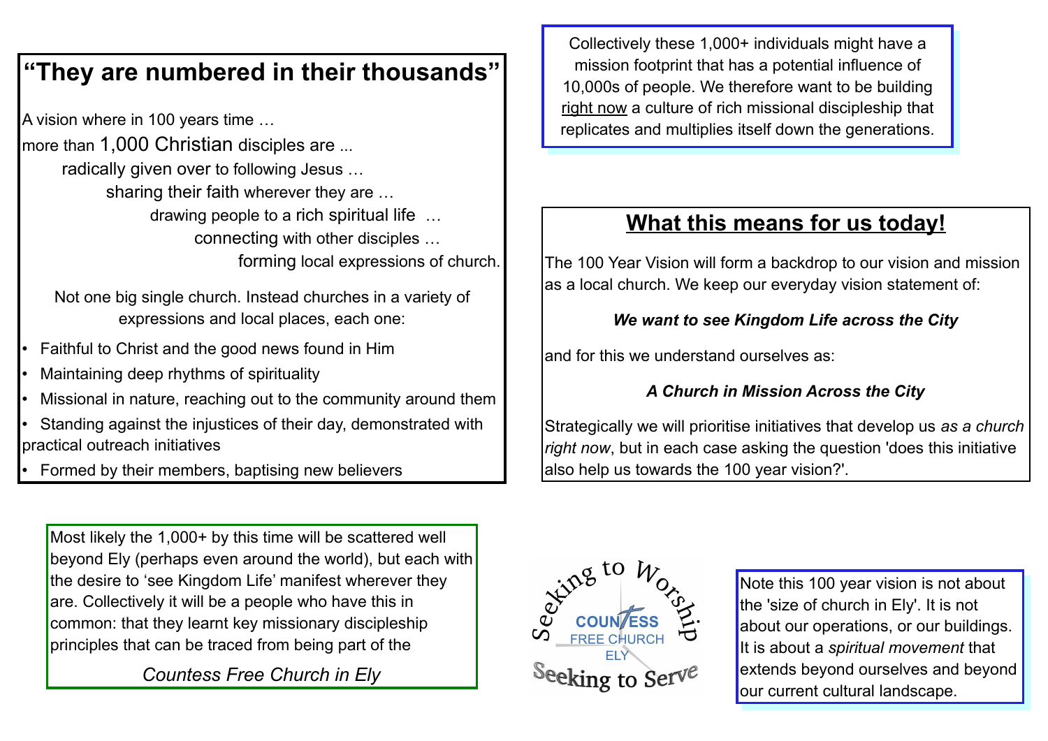## "They are numbered in their thousands"

A vision where in 100 years time …

more than 1,000 Christian disciples are ...

radically given over to following Jesus …

sharing their faith wherever they are …

drawing people to a rich spiritual life …

connecting with other disciples …

forming local expressions of church.

Not one big single church. Instead churches in a variety of expressions and local places, each one:

- Faithful to Christ and the good news found in Him
- Maintaining deep rhythms of spirituality
- Missional in nature, reaching out to the community around them
- Standing against the injustices of their day, demonstrated with practical outreach initiatives
- Formed by their members, baptising new believers

Collectively these 1,000+ individuals might have a mission footprint that has a potential influence of 10,000s of people. We therefore want to be building right now a culture of rich missional discipleship that replicates and multiplies itself down the generations.

## What this means for us today!

The 100 Year Vision will form a backdrop to our vision and mission as a local church. We keep our everyday vision statement of:

***We want to see Kingdom Life across the City***

and for this we understand ourselves as:

***A Church in Mission Across the City***

Strategically we will prioritise initiatives that develop us *as a church right now*, but in each case asking the question 'does this initiative also help us towards the 100 year vision?'.

Most likely the 1,000+ by this time will be scattered well beyond Ely (perhaps even around the world), but each with the desire to 'see Kingdom Life' manifest wherever they are. Collectively it will be a people who have this in common: that they learnt key missionary discipleship principles that can be traced from being part of the

*Countess Free Church in Ely*

Seeking to Worship
COUNTESS FREE CHURCH ELY
Seeking to Serve

Note this 100 year vision is not about the 'size of church in Ely'. It is not about our operations, or our buildings. It is about a *spiritual movement* that extends beyond ourselves and beyond our current cultural landscape.